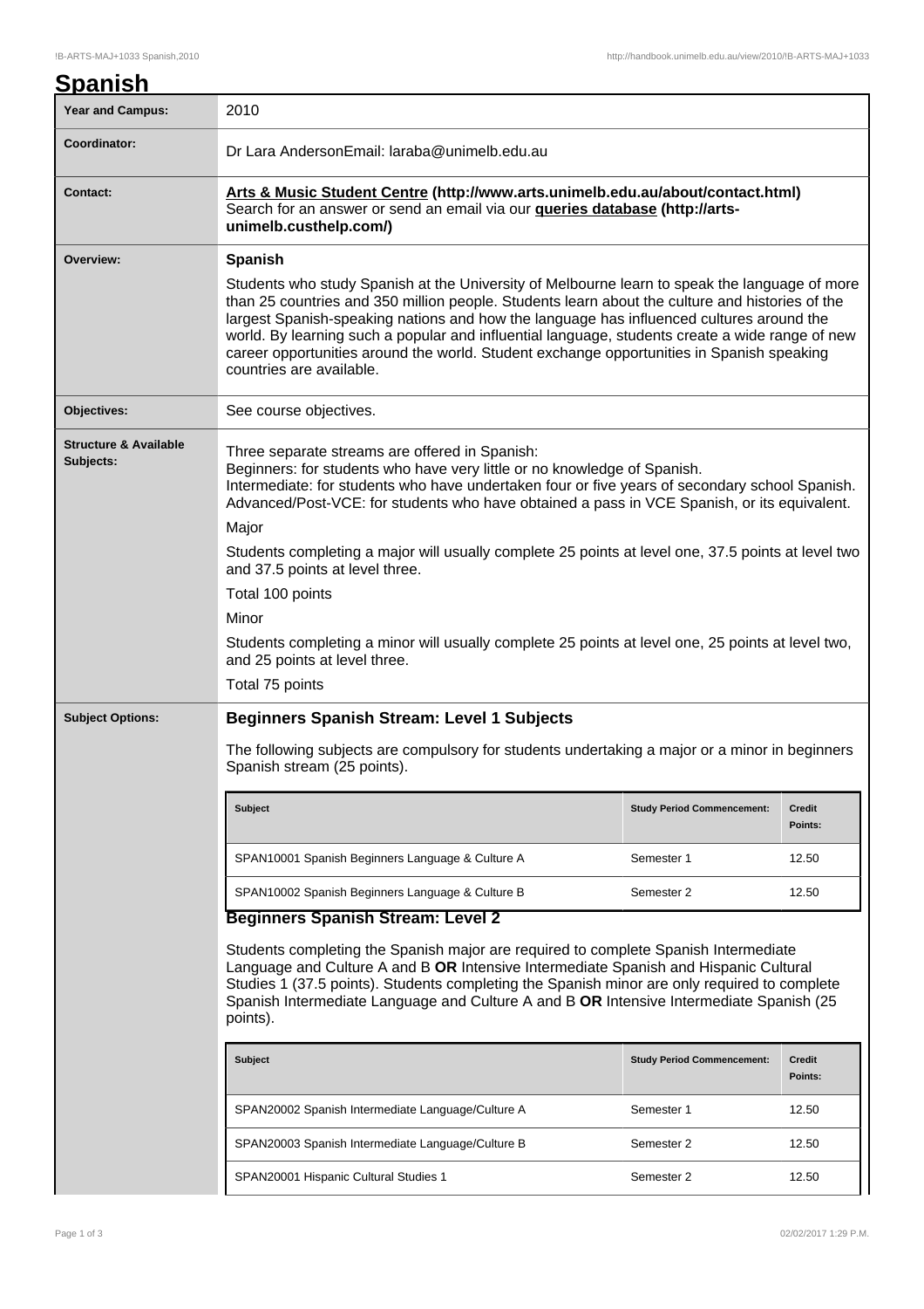# Spanish

| | |
|---|---|
| **Year and Campus:** | 2010 |
| **Coordinator:** | Dr Lara AndersonEmail: laraba@unimelb.edu.au |
| **Contact:** | **Arts & Music Student Centre (http://www.arts.unimelb.edu.au/about/contact.html)** Search for an answer or send an email via our **queries database (http://arts-unimelb.custhelp.com/)** |
| **Overview:** | **Spanish** Students who study Spanish at the University of Melbourne learn to speak the language of more than 25 countries and 350 million people. Students learn about the culture and histories of the largest Spanish-speaking nations and how the language has influenced cultures around the world. By learning such a popular and influential language, students create a wide range of new career opportunities around the world. Student exchange opportunities in Spanish speaking countries are available. |
| **Objectives:** | See course objectives. |
| **Structure & Available Subjects:** | Three separate streams are offered in Spanish: Beginners: for students who have very little or no knowledge of Spanish. Intermediate: for students who have undertaken four or five years of secondary school Spanish. Advanced/Post-VCE: for students who have obtained a pass in VCE Spanish, or its equivalent. Major Students completing a major will usually complete 25 points at level one, 37.5 points at level two and 37.5 points at level three. Total 100 points Minor Students completing a minor will usually complete 25 points at level one, 25 points at level two, and 25 points at level three. Total 75 points |

**Subject Options:**

## Beginners Spanish Stream: Level 1 Subjects

The following subjects are compulsory for students undertaking a major or a minor in beginners Spanish stream (25 points).

| Subject | Study Period Commencement: | Credit Points: |
|---|---|---|
| SPAN10001 Spanish Beginners Language & Culture A | Semester 1 | 12.50 |
| SPAN10002 Spanish Beginners Language & Culture B | Semester 2 | 12.50 |

## Beginners Spanish Stream: Level 2

Students completing the Spanish major are required to complete Spanish Intermediate Language and Culture A and B **OR** Intensive Intermediate Spanish and Hispanic Cultural Studies 1 (37.5 points). Students completing the Spanish minor are only required to complete Spanish Intermediate Language and Culture A and B **OR** Intensive Intermediate Spanish (25 points).

| Subject | Study Period Commencement: | Credit Points: |
|---|---|---|
| SPAN20002 Spanish Intermediate Language/Culture A | Semester 1 | 12.50 |
| SPAN20003 Spanish Intermediate Language/Culture B | Semester 2 | 12.50 |
| SPAN20001 Hispanic Cultural Studies 1 | Semester 2 | 12.50 |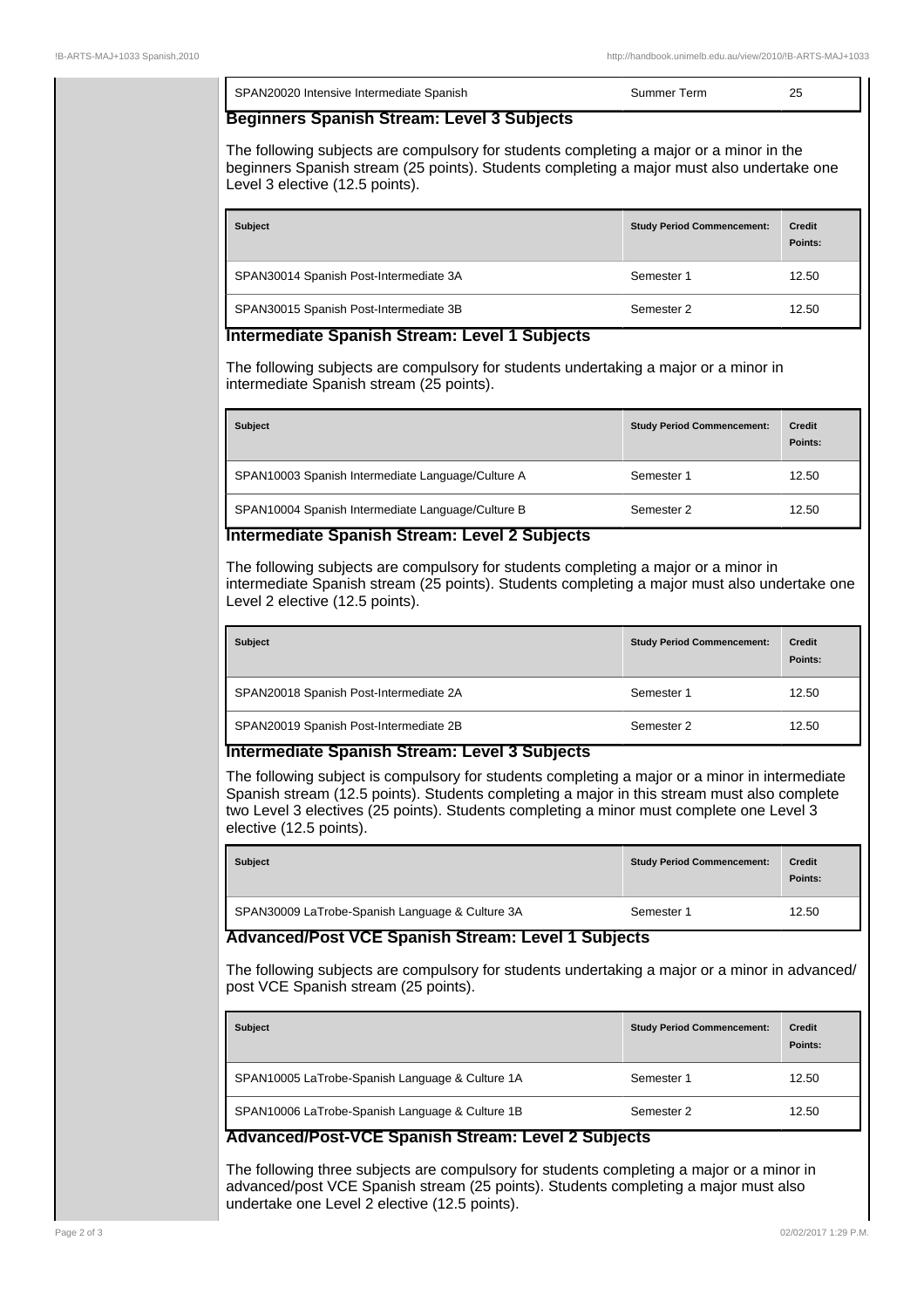| | | |
|---|---|---|
| SPAN20020 Intensive Intermediate Spanish | Summer Term | 25 |

### Beginners Spanish Stream: Level 3 Subjects

The following subjects are compulsory for students completing a major or a minor in the beginners Spanish stream (25 points). Students completing a major must also undertake one Level 3 elective (12.5 points).

| Subject | Study Period Commencement: | Credit Points: |
|---|---|---|
| SPAN30014 Spanish Post-Intermediate 3A | Semester 1 | 12.50 |
| SPAN30015 Spanish Post-Intermediate 3B | Semester 2 | 12.50 |

### Intermediate Spanish Stream: Level 1 Subjects

The following subjects are compulsory for students undertaking a major or a minor in intermediate Spanish stream (25 points).

| Subject | Study Period Commencement: | Credit Points: |
|---|---|---|
| SPAN10003 Spanish Intermediate Language/Culture A | Semester 1 | 12.50 |
| SPAN10004 Spanish Intermediate Language/Culture B | Semester 2 | 12.50 |

### Intermediate Spanish Stream: Level 2 Subjects

The following subjects are compulsory for students completing a major or a minor in intermediate Spanish stream (25 points). Students completing a major must also undertake one Level 2 elective (12.5 points).

| Subject | Study Period Commencement: | Credit Points: |
|---|---|---|
| SPAN20018 Spanish Post-Intermediate 2A | Semester 1 | 12.50 |
| SPAN20019 Spanish Post-Intermediate 2B | Semester 2 | 12.50 |

### Intermediate Spanish Stream: Level 3 Subjects

The following subject is compulsory for students completing a major or a minor in intermediate Spanish stream (12.5 points). Students completing a major in this stream must also complete two Level 3 electives (25 points). Students completing a minor must complete one Level 3 elective (12.5 points).

| Subject | Study Period Commencement: | Credit Points: |
|---|---|---|
| SPAN30009 LaTrobe-Spanish Language & Culture 3A | Semester 1 | 12.50 |

### Advanced/Post VCE Spanish Stream: Level 1 Subjects

The following subjects are compulsory for students undertaking a major or a minor in advanced/ post VCE Spanish stream (25 points).

| Subject | Study Period Commencement: | Credit Points: |
|---|---|---|
| SPAN10005 LaTrobe-Spanish Language & Culture 1A | Semester 1 | 12.50 |
| SPAN10006 LaTrobe-Spanish Language & Culture 1B | Semester 2 | 12.50 |

### Advanced/Post-VCE Spanish Stream: Level 2 Subjects

The following three subjects are compulsory for students completing a major or a minor in advanced/post VCE Spanish stream (25 points). Students completing a major must also undertake one Level 2 elective (12.5 points).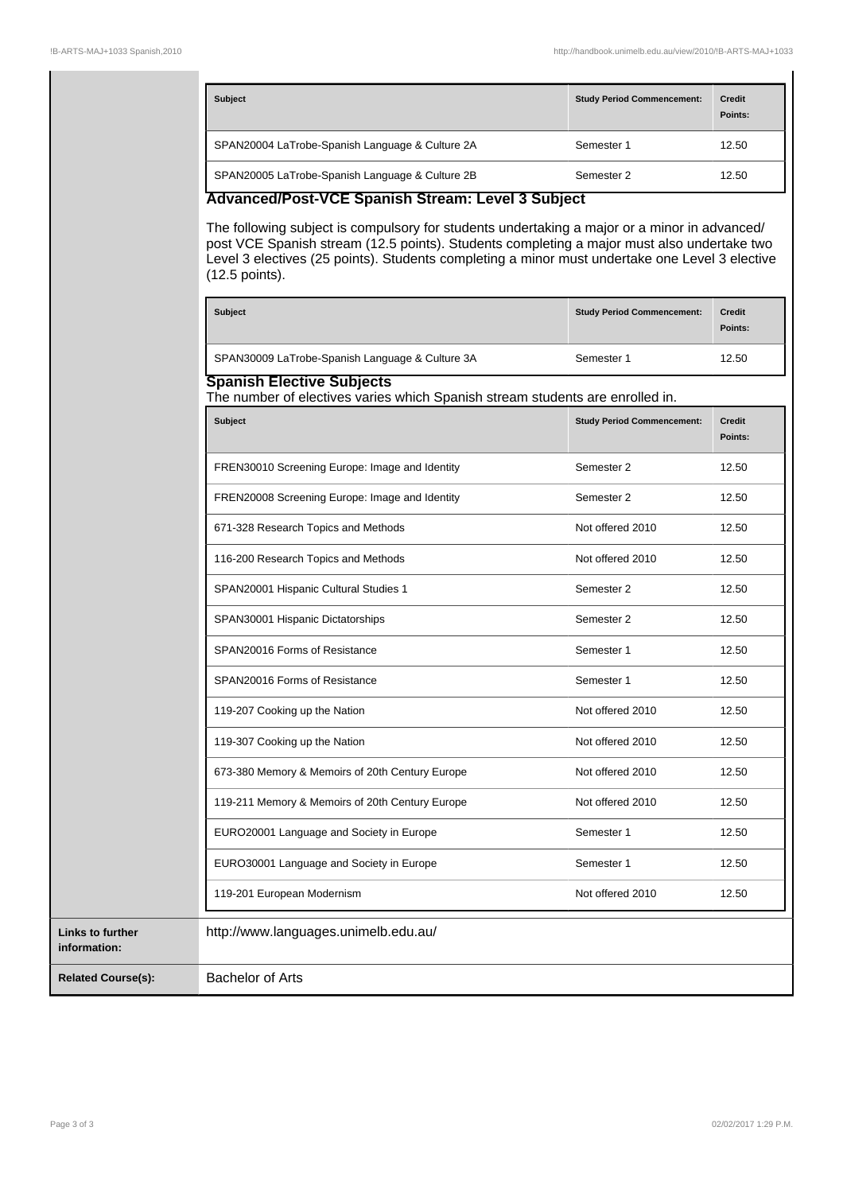| Subject | Study Period Commencement: | Credit Points: |
| --- | --- | --- |
| SPAN20004 LaTrobe-Spanish Language & Culture 2A | Semester 1 | 12.50 |
| SPAN20005 LaTrobe-Spanish Language & Culture 2B | Semester 2 | 12.50 |

### Advanced/Post-VCE Spanish Stream: Level 3 Subject

The following subject is compulsory for students undertaking a major or a minor in advanced/ post VCE Spanish stream (12.5 points). Students completing a major must also undertake two Level 3 electives (25 points). Students completing a minor must undertake one Level 3 elective (12.5 points).

| Subject | Study Period Commencement: | Credit Points: |
| --- | --- | --- |
| SPAN30009 LaTrobe-Spanish Language & Culture 3A | Semester 1 | 12.50 |

### Spanish Elective Subjects

The number of electives varies which Spanish stream students are enrolled in.

| Subject | Study Period Commencement: | Credit Points: |
| --- | --- | --- |
| FREN30010 Screening Europe: Image and Identity | Semester 2 | 12.50 |
| FREN20008 Screening Europe: Image and Identity | Semester 2 | 12.50 |
| 671-328 Research Topics and Methods | Not offered 2010 | 12.50 |
| 116-200 Research Topics and Methods | Not offered 2010 | 12.50 |
| SPAN20001 Hispanic Cultural Studies 1 | Semester 2 | 12.50 |
| SPAN30001 Hispanic Dictatorships | Semester 2 | 12.50 |
| SPAN20016 Forms of Resistance | Semester 1 | 12.50 |
| SPAN20016 Forms of Resistance | Semester 1 | 12.50 |
| 119-207 Cooking up the Nation | Not offered 2010 | 12.50 |
| 119-307 Cooking up the Nation | Not offered 2010 | 12.50 |
| 673-380 Memory & Memoirs of 20th Century Europe | Not offered 2010 | 12.50 |
| 119-211 Memory & Memoirs of 20th Century Europe | Not offered 2010 | 12.50 |
| EURO20001 Language and Society in Europe | Semester 1 | 12.50 |
| EURO30001 Language and Society in Europe | Semester 1 | 12.50 |
| 119-201 European Modernism | Not offered 2010 | 12.50 |

| | |
| --- | --- |
| **Links to further information:** | http://www.languages.unimelb.edu.au/ |
| **Related Course(s):** | Bachelor of Arts |